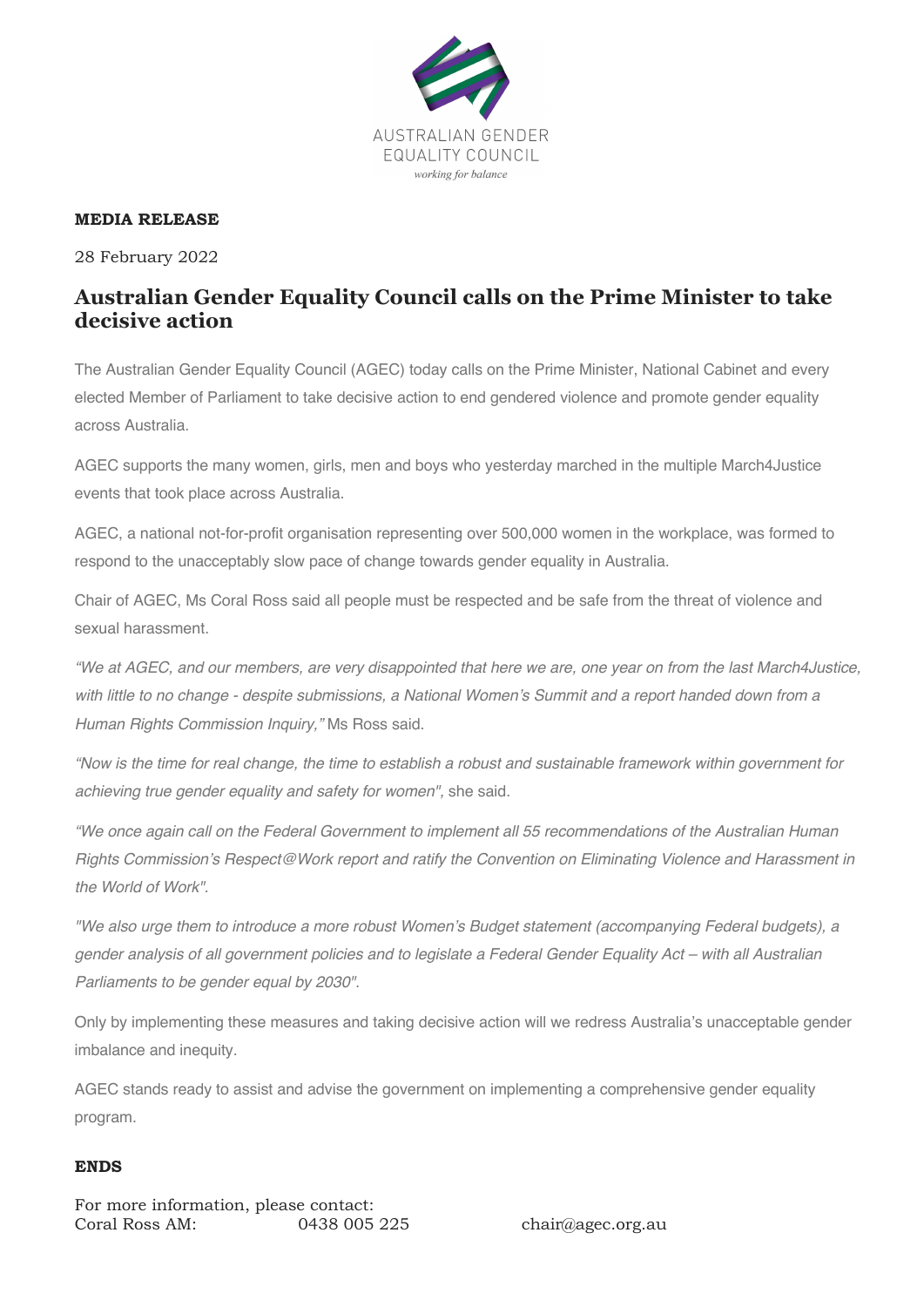AUSTRALIAN GENDER EQUALITY COUNCIL

*working for balance*

**MEDIA RELEASE**

28 February 2022

# Australian Gender Equality Council calls on the Prime Minister to take decisive action

The Australian Gender Equality Council (AGEC) today calls on the Prime Minister, National Cabinet and every elected Member of Parliament to take decisive action to end gendered violence and promote gender equality across Australia.

AGEC supports the many women, girls, men and boys who yesterday marched in the multiple March4Justice events that took place across Australia.

AGEC, a national not-for-profit organisation representing over 500,000 women in the workplace, was formed to respond to the unacceptably slow pace of change towards gender equality in Australia.

Chair of AGEC, Ms Coral Ross said all people must be respected and be safe from the threat of violence and sexual harassment.

*"We at AGEC, and our members, are very disappointed that here we are, one year on from the last March4Justice, with little to no change - despite submissions, a National Women's Summit and a report handed down from a Human Rights Commission Inquiry,"* Ms Ross said.

*"Now is the time for real change, the time to establish a robust and sustainable framework within government for achieving true gender equality and safety for women",* she said.

*"We once again call on the Federal Government to implement all 55 recommendations of the Australian Human Rights Commission's Respect@Work report and ratify the Convention on Eliminating Violence and Harassment in the World of Work".*

*"We also urge them to introduce a more robust Women's Budget statement (accompanying Federal budgets), a gender analysis of all government policies and to legislate a Federal Gender Equality Act – with all Australian Parliaments to be gender equal by 2030".*

Only by implementing these measures and taking decisive action will we redress Australia's unacceptable gender imbalance and inequity.

AGEC stands ready to assist and advise the government on implementing a comprehensive gender equality program.

**ENDS**

For more information, please contact:
Coral Ross AM: 0438 005 225 chair@agec.org.au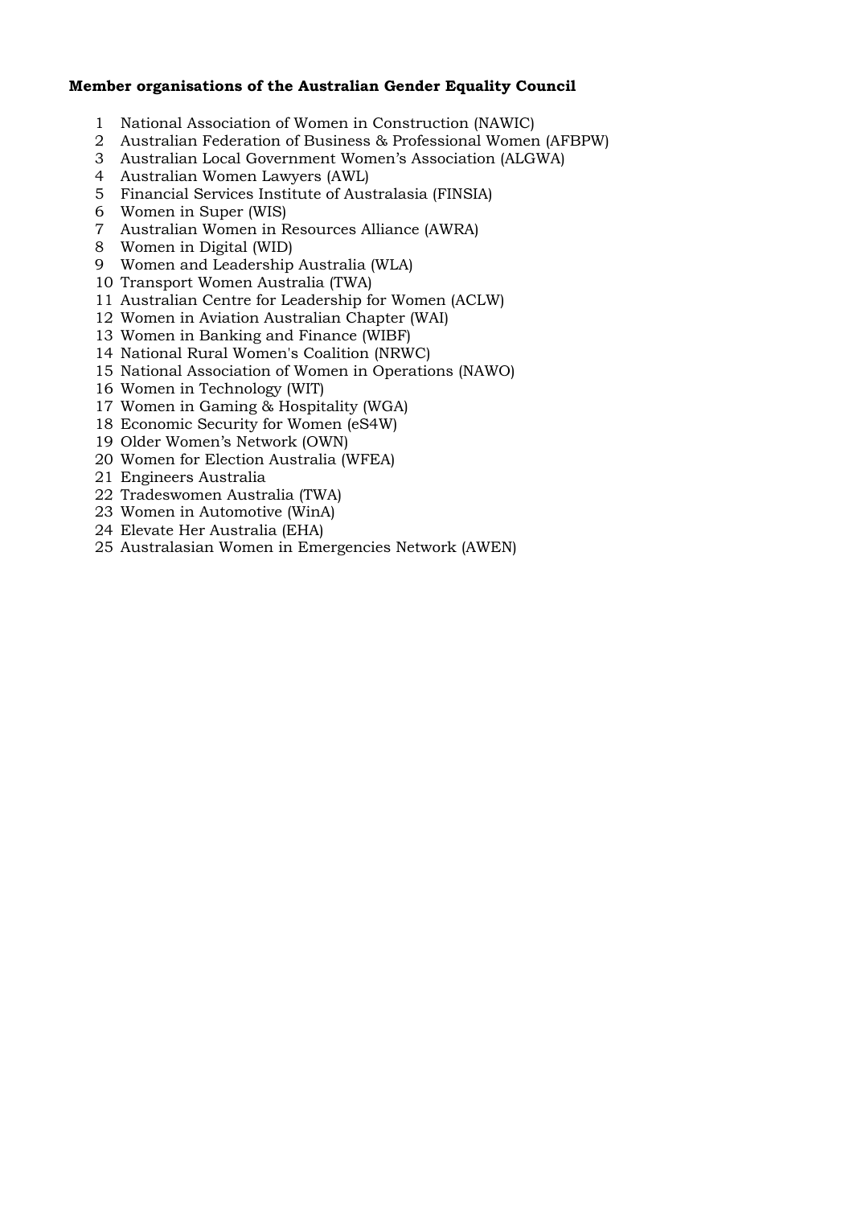**Member organisations of the Australian Gender Equality Council**

1. National Association of Women in Construction (NAWIC)
2. Australian Federation of Business & Professional Women (AFBPW)
3. Australian Local Government Women's Association (ALGWA)
4. Australian Women Lawyers (AWL)
5. Financial Services Institute of Australasia (FINSIA)
6. Women in Super (WIS)
7. Australian Women in Resources Alliance (AWRA)
8. Women in Digital (WID)
9. Women and Leadership Australia (WLA)
10. Transport Women Australia (TWA)
11. Australian Centre for Leadership for Women (ACLW)
12. Women in Aviation Australian Chapter (WAI)
13. Women in Banking and Finance (WIBF)
14. National Rural Women's Coalition (NRWC)
15. National Association of Women in Operations (NAWO)
16. Women in Technology (WIT)
17. Women in Gaming & Hospitality (WGA)
18. Economic Security for Women (eS4W)
19. Older Women's Network (OWN)
20. Women for Election Australia (WFEA)
21. Engineers Australia
22. Tradeswomen Australia (TWA)
23. Women in Automotive (WinA)
24. Elevate Her Australia (EHA)
25. Australasian Women in Emergencies Network (AWEN)